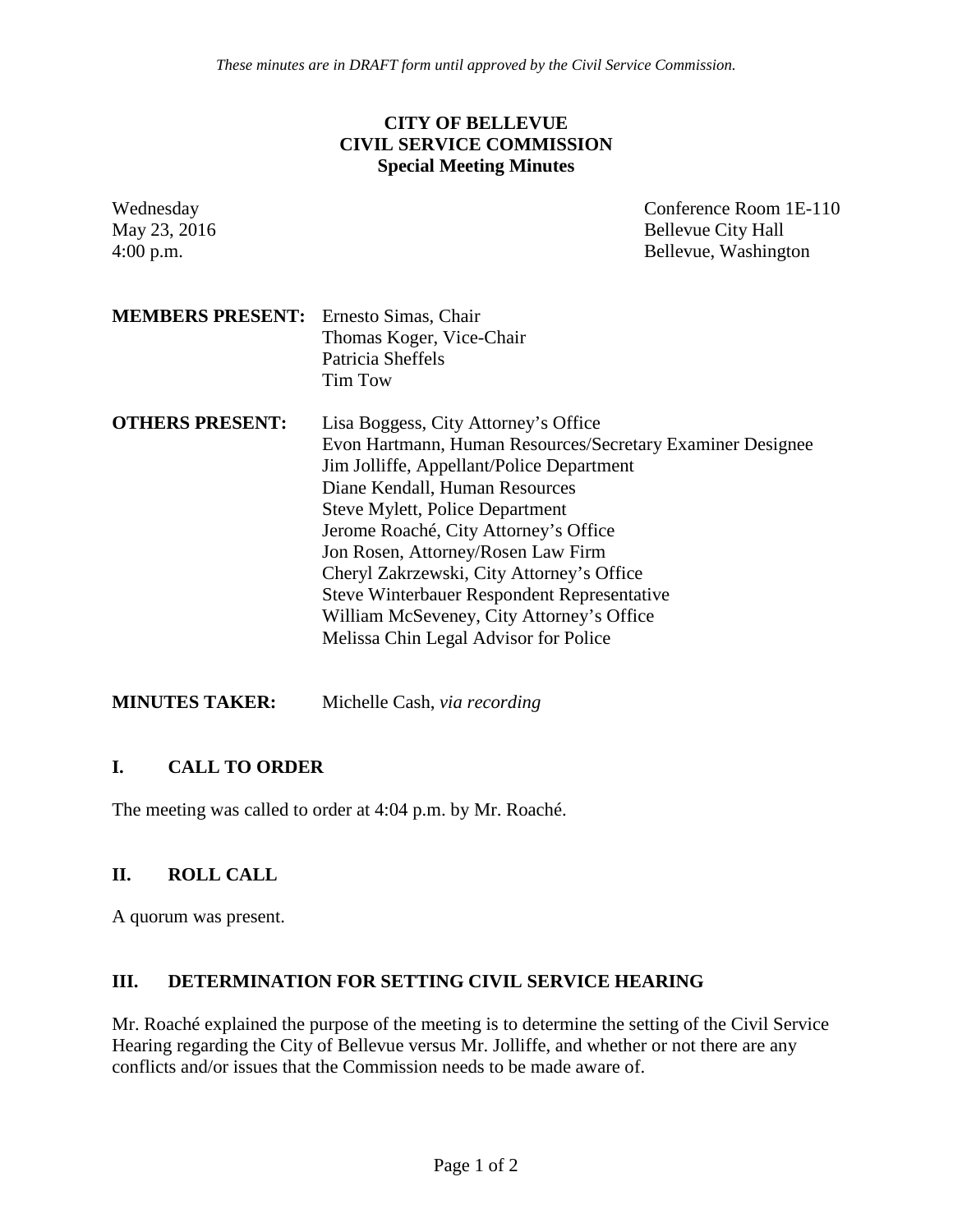*These minutes are in DRAFT form until approved by the Civil Service Commission.*

**CITY OF BELLEVUE**
**CIVIL SERVICE COMMISSION**
**Special Meeting Minutes**

Wednesday
May 23, 2016
4:00 p.m.

Conference Room 1E-110
Bellevue City Hall
Bellevue, Washington

**MEMBERS PRESENT:** Ernesto Simas, Chair
Thomas Koger, Vice-Chair
Patricia Sheffels
Tim Tow

**OTHERS PRESENT:** Lisa Boggess, City Attorney's Office
Evon Hartmann, Human Resources/Secretary Examiner Designee
Jim Jolliffe, Appellant/Police Department
Diane Kendall, Human Resources
Steve Mylett, Police Department
Jerome Roaché, City Attorney's Office
Jon Rosen, Attorney/Rosen Law Firm
Cheryl Zakrzewski, City Attorney's Office
Steve Winterbauer Respondent Representative
William McSeveney, City Attorney's Office
Melissa Chin Legal Advisor for Police

**MINUTES TAKER:** Michelle Cash, *via recording*

## I. CALL TO ORDER

The meeting was called to order at 4:04 p.m. by Mr. Roaché.

## II. ROLL CALL

A quorum was present.

## III. DETERMINATION FOR SETTING CIVIL SERVICE HEARING

Mr. Roaché explained the purpose of the meeting is to determine the setting of the Civil Service Hearing regarding the City of Bellevue versus Mr. Jolliffe, and whether or not there are any conflicts and/or issues that the Commission needs to be made aware of.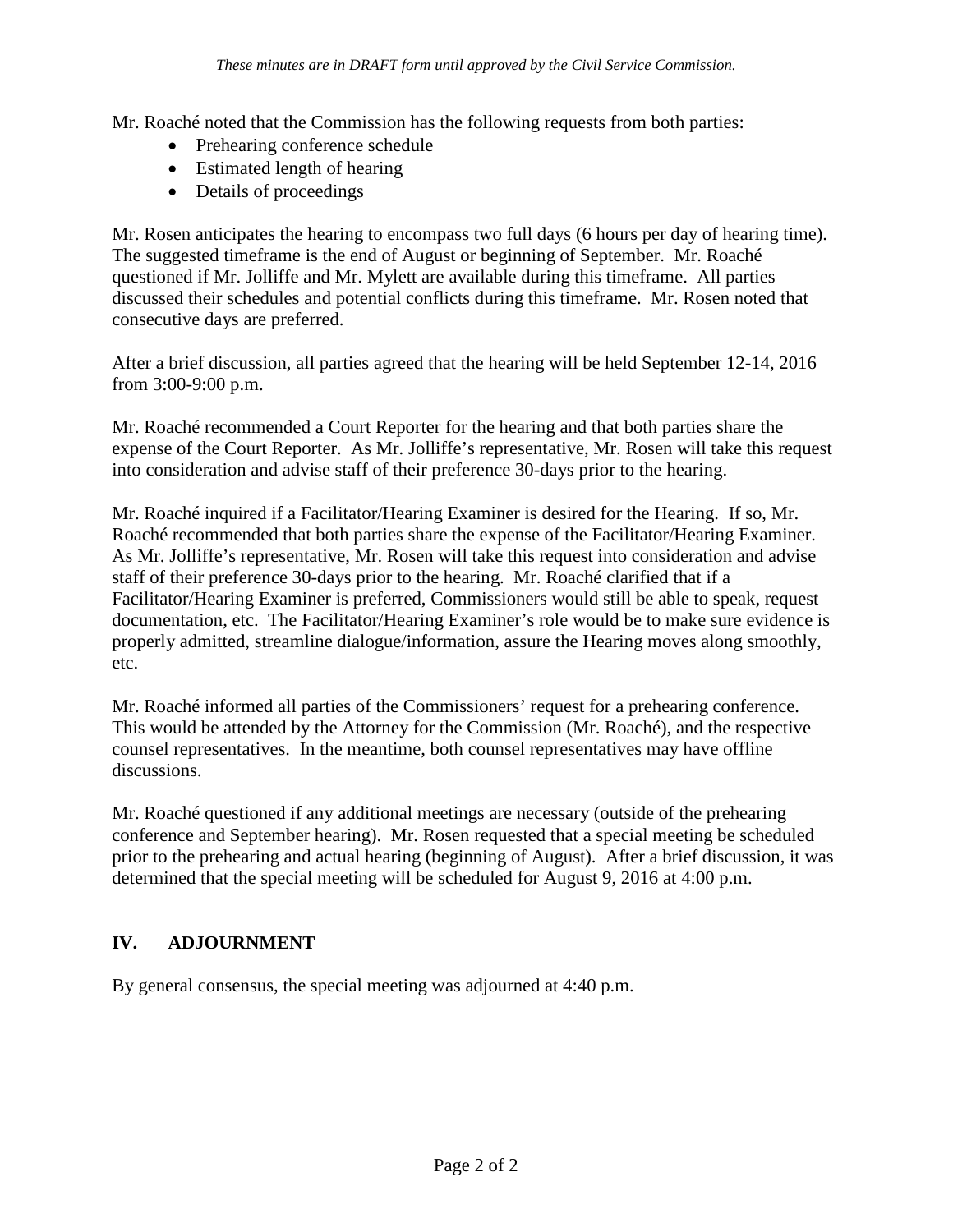Mr. Roaché noted that the Commission has the following requests from both parties:

- Prehearing conference schedule
- Estimated length of hearing
- Details of proceedings

Mr. Rosen anticipates the hearing to encompass two full days (6 hours per day of hearing time). The suggested timeframe is the end of August or beginning of September. Mr. Roaché questioned if Mr. Jolliffe and Mr. Mylett are available during this timeframe. All parties discussed their schedules and potential conflicts during this timeframe. Mr. Rosen noted that consecutive days are preferred.

After a brief discussion, all parties agreed that the hearing will be held September 12-14, 2016 from 3:00-9:00 p.m.

Mr. Roaché recommended a Court Reporter for the hearing and that both parties share the expense of the Court Reporter. As Mr. Jolliffe's representative, Mr. Rosen will take this request into consideration and advise staff of their preference 30-days prior to the hearing.

Mr. Roaché inquired if a Facilitator/Hearing Examiner is desired for the Hearing. If so, Mr. Roaché recommended that both parties share the expense of the Facilitator/Hearing Examiner. As Mr. Jolliffe's representative, Mr. Rosen will take this request into consideration and advise staff of their preference 30-days prior to the hearing. Mr. Roaché clarified that if a Facilitator/Hearing Examiner is preferred, Commissioners would still be able to speak, request documentation, etc. The Facilitator/Hearing Examiner's role would be to make sure evidence is properly admitted, streamline dialogue/information, assure the Hearing moves along smoothly, etc.

Mr. Roaché informed all parties of the Commissioners' request for a prehearing conference. This would be attended by the Attorney for the Commission (Mr. Roaché), and the respective counsel representatives. In the meantime, both counsel representatives may have offline discussions.

Mr. Roaché questioned if any additional meetings are necessary (outside of the prehearing conference and September hearing). Mr. Rosen requested that a special meeting be scheduled prior to the prehearing and actual hearing (beginning of August). After a brief discussion, it was determined that the special meeting will be scheduled for August 9, 2016 at 4:00 p.m.

## IV. ADJOURNMENT

By general consensus, the special meeting was adjourned at 4:40 p.m.